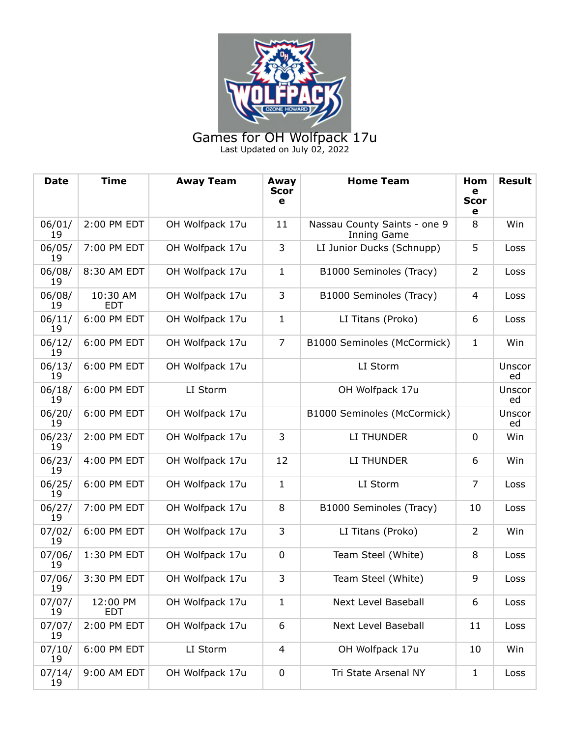# Games for OH Wolfpack 17u

Last Updated on July 02, 2022

| Date | Time | Away Team | Away Score | Home Team | Home Score | Result |
|---|---|---|---|---|---|---|
| 06/01/19 | 2:00 PM EDT | OH Wolfpack 17u | 11 | Nassau County Saints - one 9 Inning Game | 8 | Win |
| 06/05/19 | 7:00 PM EDT | OH Wolfpack 17u | 3 | LI Junior Ducks (Schnupp) | 5 | Loss |
| 06/08/19 | 8:30 AM EDT | OH Wolfpack 17u | 1 | B1000 Seminoles (Tracy) | 2 | Loss |
| 06/08/19 | 10:30 AM EDT | OH Wolfpack 17u | 3 | B1000 Seminoles (Tracy) | 4 | Loss |
| 06/11/19 | 6:00 PM EDT | OH Wolfpack 17u | 1 | LI Titans (Proko) | 6 | Loss |
| 06/12/19 | 6:00 PM EDT | OH Wolfpack 17u | 7 | B1000 Seminoles (McCormick) | 1 | Win |
| 06/13/19 | 6:00 PM EDT | OH Wolfpack 17u | | LI Storm | | Unscored |
| 06/18/19 | 6:00 PM EDT | LI Storm | | OH Wolfpack 17u | | Unscored |
| 06/20/19 | 6:00 PM EDT | OH Wolfpack 17u | | B1000 Seminoles (McCormick) | | Unscored |
| 06/23/19 | 2:00 PM EDT | OH Wolfpack 17u | 3 | LI THUNDER | 0 | Win |
| 06/23/19 | 4:00 PM EDT | OH Wolfpack 17u | 12 | LI THUNDER | 6 | Win |
| 06/25/19 | 6:00 PM EDT | OH Wolfpack 17u | 1 | LI Storm | 7 | Loss |
| 06/27/19 | 7:00 PM EDT | OH Wolfpack 17u | 8 | B1000 Seminoles (Tracy) | 10 | Loss |
| 07/02/19 | 6:00 PM EDT | OH Wolfpack 17u | 3 | LI Titans (Proko) | 2 | Win |
| 07/06/19 | 1:30 PM EDT | OH Wolfpack 17u | 0 | Team Steel (White) | 8 | Loss |
| 07/06/19 | 3:30 PM EDT | OH Wolfpack 17u | 3 | Team Steel (White) | 9 | Loss |
| 07/07/19 | 12:00 PM EDT | OH Wolfpack 17u | 1 | Next Level Baseball | 6 | Loss |
| 07/07/19 | 2:00 PM EDT | OH Wolfpack 17u | 6 | Next Level Baseball | 11 | Loss |
| 07/10/19 | 6:00 PM EDT | LI Storm | 4 | OH Wolfpack 17u | 10 | Win |
| 07/14/19 | 9:00 AM EDT | OH Wolfpack 17u | 0 | Tri State Arsenal NY | 1 | Loss |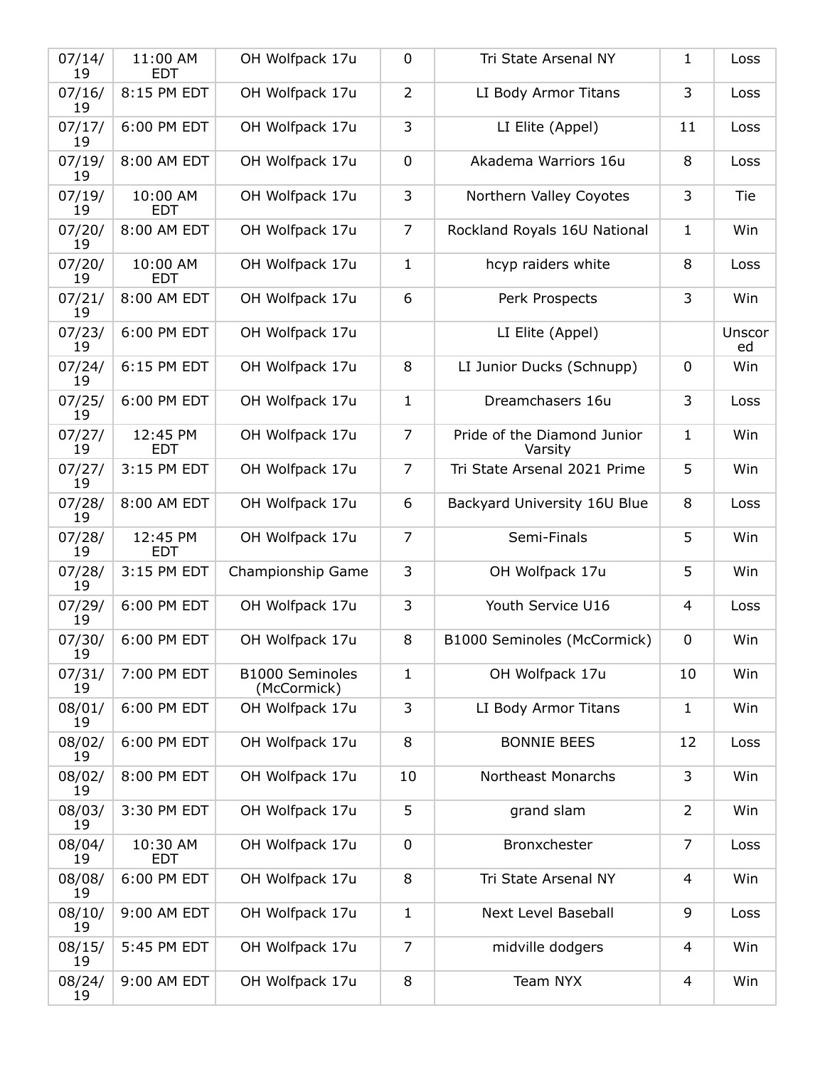| | | | | | | |
|---|---|---|---|---|---|---|
| 07/14/19 | 11:00 AM EDT | OH Wolfpack 17u | 0 | Tri State Arsenal NY | 1 | Loss |
| 07/16/19 | 8:15 PM EDT | OH Wolfpack 17u | 2 | LI Body Armor Titans | 3 | Loss |
| 07/17/19 | 6:00 PM EDT | OH Wolfpack 17u | 3 | LI Elite (Appel) | 11 | Loss |
| 07/19/19 | 8:00 AM EDT | OH Wolfpack 17u | 0 | Akadema Warriors 16u | 8 | Loss |
| 07/19/19 | 10:00 AM EDT | OH Wolfpack 17u | 3 | Northern Valley Coyotes | 3 | Tie |
| 07/20/19 | 8:00 AM EDT | OH Wolfpack 17u | 7 | Rockland Royals 16U National | 1 | Win |
| 07/20/19 | 10:00 AM EDT | OH Wolfpack 17u | 1 | hcyp raiders white | 8 | Loss |
| 07/21/19 | 8:00 AM EDT | OH Wolfpack 17u | 6 | Perk Prospects | 3 | Win |
| 07/23/19 | 6:00 PM EDT | OH Wolfpack 17u | | LI Elite (Appel) | | Unscored |
| 07/24/19 | 6:15 PM EDT | OH Wolfpack 17u | 8 | LI Junior Ducks (Schnupp) | 0 | Win |
| 07/25/19 | 6:00 PM EDT | OH Wolfpack 17u | 1 | Dreamchasers 16u | 3 | Loss |
| 07/27/19 | 12:45 PM EDT | OH Wolfpack 17u | 7 | Pride of the Diamond Junior Varsity | 1 | Win |
| 07/27/19 | 3:15 PM EDT | OH Wolfpack 17u | 7 | Tri State Arsenal 2021 Prime | 5 | Win |
| 07/28/19 | 8:00 AM EDT | OH Wolfpack 17u | 6 | Backyard University 16U Blue | 8 | Loss |
| 07/28/19 | 12:45 PM EDT | OH Wolfpack 17u | 7 | Semi-Finals | 5 | Win |
| 07/28/19 | 3:15 PM EDT | Championship Game | 3 | OH Wolfpack 17u | 5 | Win |
| 07/29/19 | 6:00 PM EDT | OH Wolfpack 17u | 3 | Youth Service U16 | 4 | Loss |
| 07/30/19 | 6:00 PM EDT | OH Wolfpack 17u | 8 | B1000 Seminoles (McCormick) | 0 | Win |
| 07/31/19 | 7:00 PM EDT | B1000 Seminoles (McCormick) | 1 | OH Wolfpack 17u | 10 | Win |
| 08/01/19 | 6:00 PM EDT | OH Wolfpack 17u | 3 | LI Body Armor Titans | 1 | Win |
| 08/02/19 | 6:00 PM EDT | OH Wolfpack 17u | 8 | BONNIE BEES | 12 | Loss |
| 08/02/19 | 8:00 PM EDT | OH Wolfpack 17u | 10 | Northeast Monarchs | 3 | Win |
| 08/03/19 | 3:30 PM EDT | OH Wolfpack 17u | 5 | grand slam | 2 | Win |
| 08/04/19 | 10:30 AM EDT | OH Wolfpack 17u | 0 | Bronxchester | 7 | Loss |
| 08/08/19 | 6:00 PM EDT | OH Wolfpack 17u | 8 | Tri State Arsenal NY | 4 | Win |
| 08/10/19 | 9:00 AM EDT | OH Wolfpack 17u | 1 | Next Level Baseball | 9 | Loss |
| 08/15/19 | 5:45 PM EDT | OH Wolfpack 17u | 7 | midville dodgers | 4 | Win |
| 08/24/19 | 9:00 AM EDT | OH Wolfpack 17u | 8 | Team NYX | 4 | Win |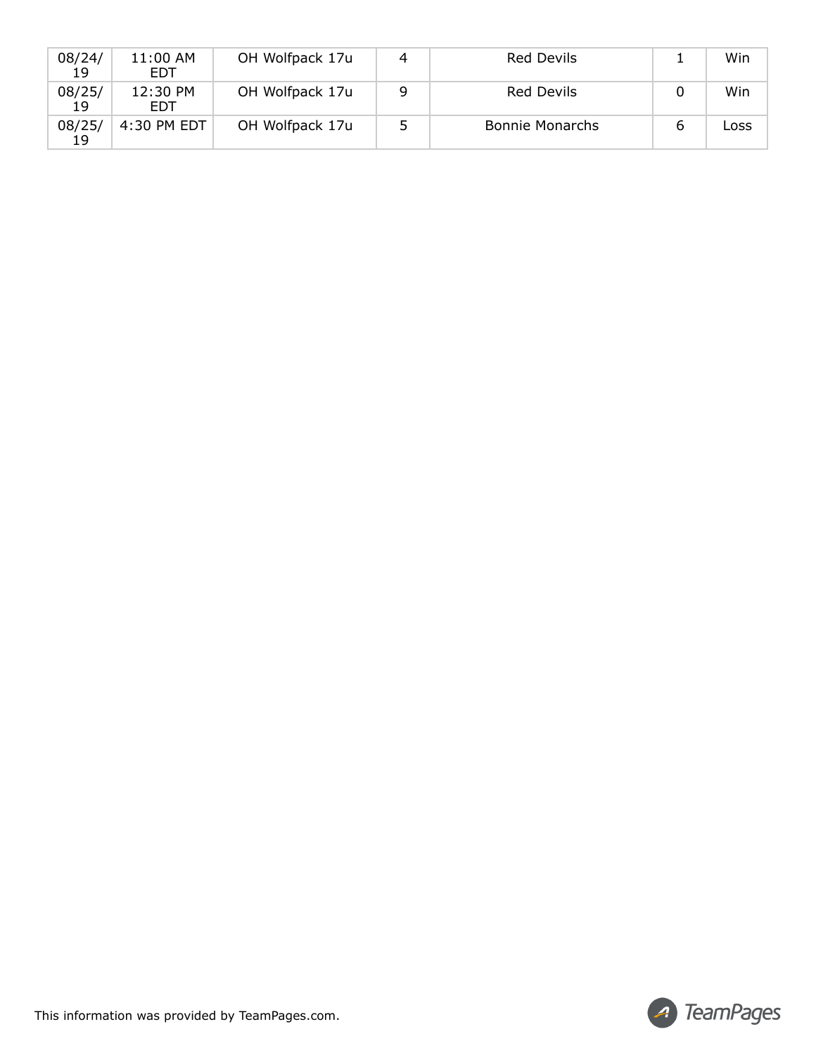| | | | | | | |
|---|---|---|---|---|---|---|
| 08/24/19 | 11:00 AM EDT | OH Wolfpack 17u | 4 | Red Devils | 1 | Win |
| 08/25/19 | 12:30 PM EDT | OH Wolfpack 17u | 9 | Red Devils | 0 | Win |
| 08/25/19 | 4:30 PM EDT | OH Wolfpack 17u | 5 | Bonnie Monarchs | 6 | Loss |

This information was provided by TeamPages.com.